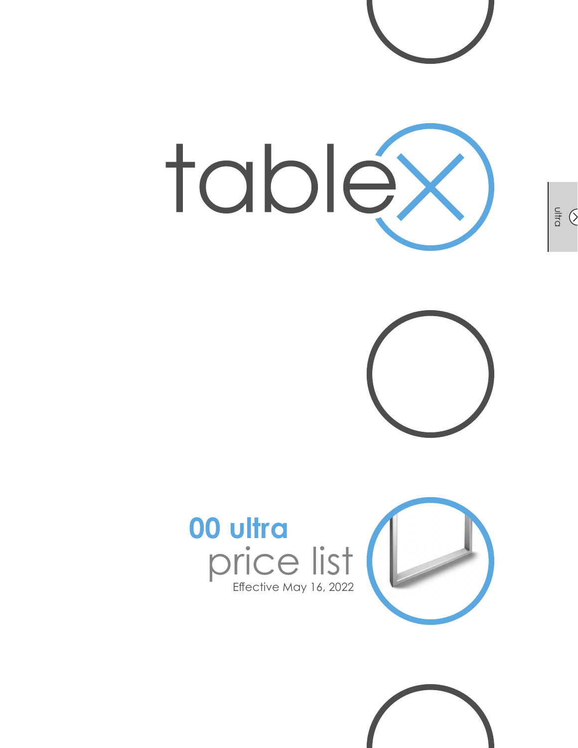# tablex

## 00 ultra

price list

Effective May 16, 2022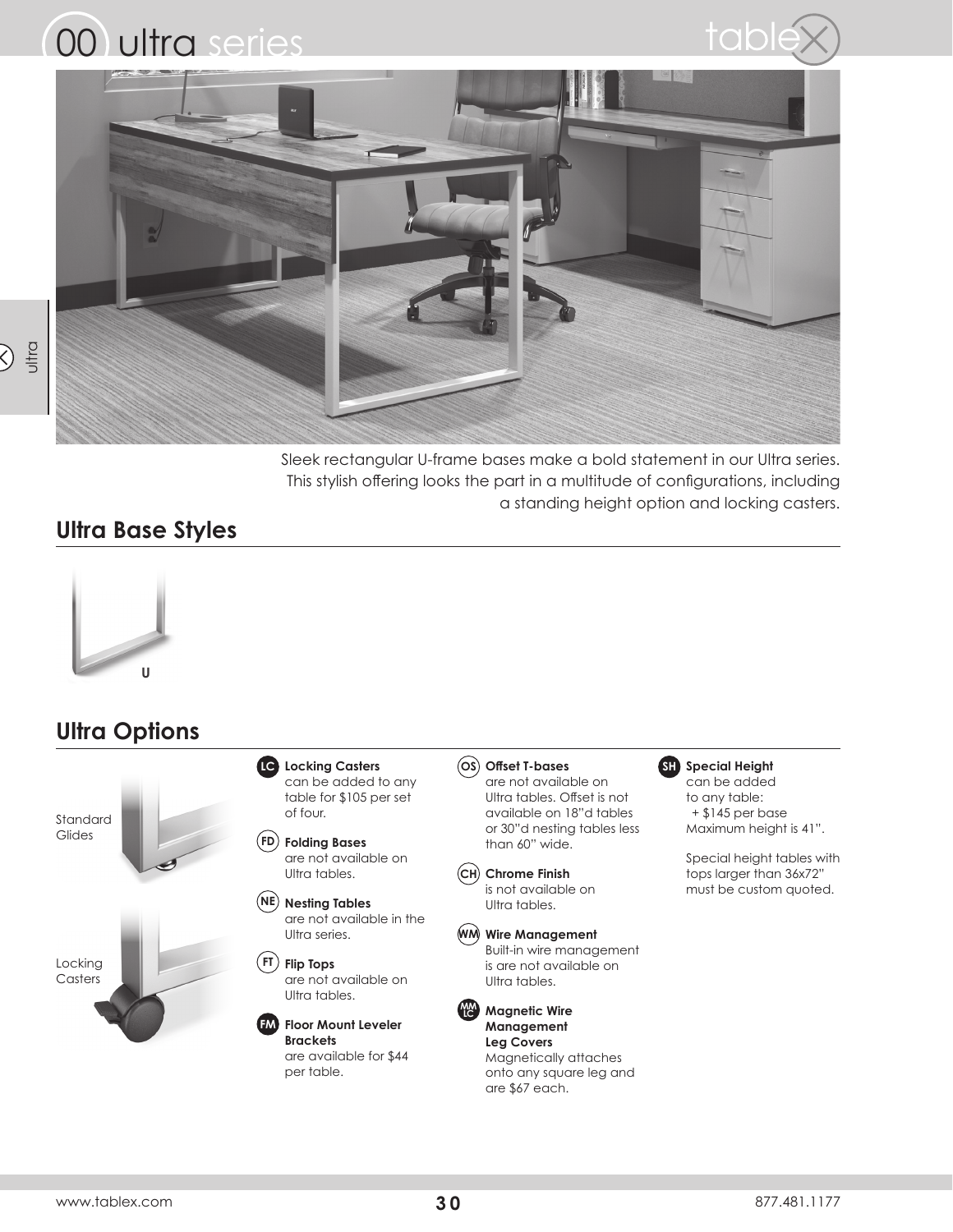# 00 ultra series

Sleek rectangular U-frame bases make a bold statement in our Ultra series. This stylish offering looks the part in a multitude of configurations, including a standing height option and locking casters.

## Ultra Base Styles

U

## Ultra Options

Standard Glides

Locking Casters

**LC Locking Casters** can be added to any table for $105 per set of four.

**FD Folding Bases** are not available on Ultra tables.

**NE Nesting Tables** are not available in the Ultra series.

**FT Flip Tops** are not available on Ultra tables.

**FM Floor Mount Leveler Brackets** are available for $44 per table.

**OS Offset T-bases** are not available on Ultra tables. Offset is not available on 18"d tables or 30"d nesting tables less than 60" wide.

**CH Chrome Finish** is not available on Ultra tables.

**WM Wire Management** Built-in wire management is are not available on Ultra tables.

**MM LC Magnetic Wire Management Leg Covers** Magnetically attaches onto any square leg and are $67 each.

**SH Special Height** can be added to any table:
+ $145 per base
Maximum height is 41".

Special height tables with tops larger than 36x72" must be custom quoted.

www.tablex.com 877.481.1177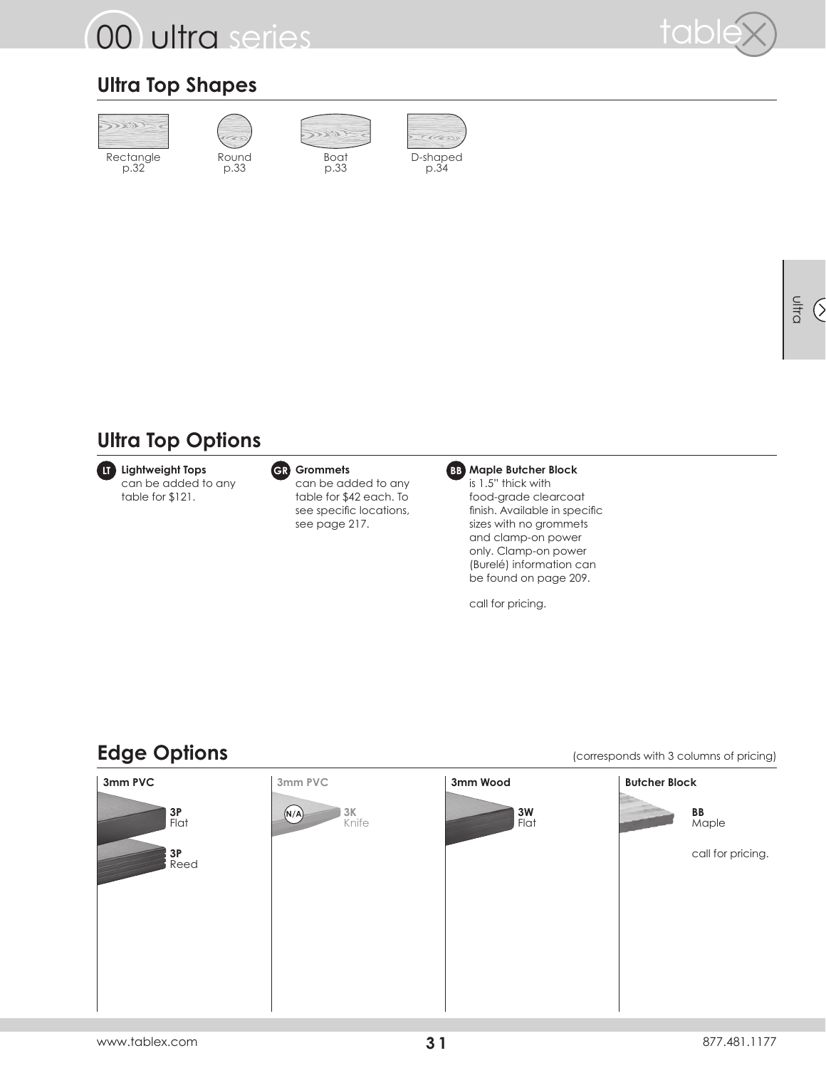## Ultra Top Shapes

Rectangle p.32

Round p.33

Boat p.33

D-shaped p.34

## Ultra Top Options

**LT Lightweight Tops** can be added to any table for $121.

**GR Grommets** can be added to any table for $42 each. To see specific locations, see page 217.

**BB Maple Butcher Block** is 1.5" thick with food-grade clearcoat finish. Available in specific sizes with no grommets and clamp-on power only. Clamp-on power (Burelé) information can be found on page 209.

call for pricing.

## Edge Options

(corresponds with 3 columns of pricing)

**3mm PVC**

**3P** Flat

**3P** Reed

**3mm PVC**

N/A **3K** Knife

**3mm Wood**

**3W** Flat

**Butcher Block**

**BB** Maple

call for pricing.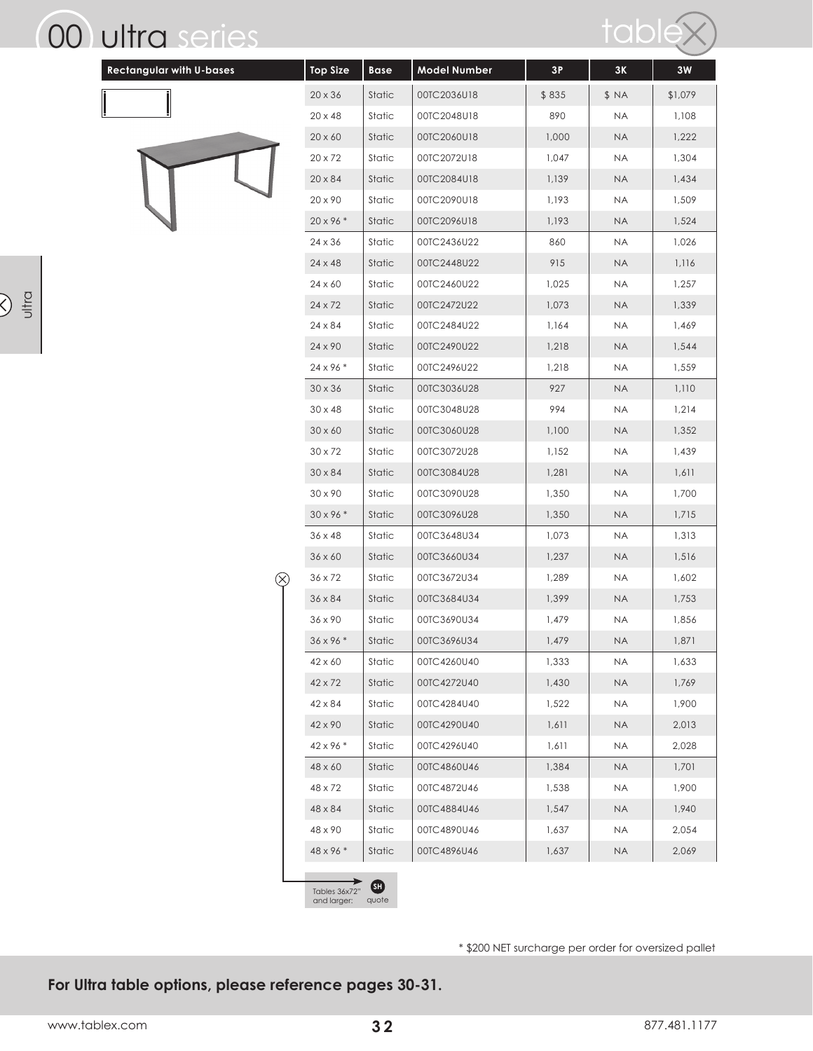# 00 ultra series

| Rectangular with U-bases | Top Size | Base | Model Number | 3P | 3K | 3W |
|---|---|---|---|---|---|---|
| | 20 x 36 | Static | 00TC2036U18 | $ 835 | $ NA | $1,079 |
| | 20 x 48 | Static | 00TC2048U18 | 890 | NA | 1,108 |
| | 20 x 60 | Static | 00TC2060U18 | 1,000 | NA | 1,222 |
| | 20 x 72 | Static | 00TC2072U18 | 1,047 | NA | 1,304 |
| | 20 x 84 | Static | 00TC2084U18 | 1,139 | NA | 1,434 |
| | 20 x 90 | Static | 00TC2090U18 | 1,193 | NA | 1,509 |
| | 20 x 96 * | Static | 00TC2096U18 | 1,193 | NA | 1,524 |
| | 24 x 36 | Static | 00TC2436U22 | 860 | NA | 1,026 |
| | 24 x 48 | Static | 00TC2448U22 | 915 | NA | 1,116 |
| | 24 x 60 | Static | 00TC2460U22 | 1,025 | NA | 1,257 |
| | 24 x 72 | Static | 00TC2472U22 | 1,073 | NA | 1,339 |
| | 24 x 84 | Static | 00TC2484U22 | 1,164 | NA | 1,469 |
| | 24 x 90 | Static | 00TC2490U22 | 1,218 | NA | 1,544 |
| | 24 x 96 * | Static | 00TC2496U22 | 1,218 | NA | 1,559 |
| | 30 x 36 | Static | 00TC3036U28 | 927 | NA | 1,110 |
| | 30 x 48 | Static | 00TC3048U28 | 994 | NA | 1,214 |
| | 30 x 60 | Static | 00TC3060U28 | 1,100 | NA | 1,352 |
| | 30 x 72 | Static | 00TC3072U28 | 1,152 | NA | 1,439 |
| | 30 x 84 | Static | 00TC3084U28 | 1,281 | NA | 1,611 |
| | 30 x 90 | Static | 00TC3090U28 | 1,350 | NA | 1,700 |
| | 30 x 96 * | Static | 00TC3096U28 | 1,350 | NA | 1,715 |
| | 36 x 48 | Static | 00TC3648U34 | 1,073 | NA | 1,313 |
| | 36 x 60 | Static | 00TC3660U34 | 1,237 | NA | 1,516 |
| | 36 x 72 | Static | 00TC3672U34 | 1,289 | NA | 1,602 |
| | 36 x 84 | Static | 00TC3684U34 | 1,399 | NA | 1,753 |
| | 36 x 90 | Static | 00TC3690U34 | 1,479 | NA | 1,856 |
| | 36 x 96 * | Static | 00TC3696U34 | 1,479 | NA | 1,871 |
| | 42 x 60 | Static | 00TC4260U40 | 1,333 | NA | 1,633 |
| | 42 x 72 | Static | 00TC4272U40 | 1,430 | NA | 1,769 |
| | 42 x 84 | Static | 00TC4284U40 | 1,522 | NA | 1,900 |
| | 42 x 90 | Static | 00TC4290U40 | 1,611 | NA | 2,013 |
| | 42 x 96 * | Static | 00TC4296U40 | 1,611 | NA | 2,028 |
| | 48 x 60 | Static | 00TC4860U46 | 1,384 | NA | 1,701 |
| | 48 x 72 | Static | 00TC4872U46 | 1,538 | NA | 1,900 |
| | 48 x 84 | Static | 00TC4884U46 | 1,547 | NA | 1,940 |
| | 48 x 90 | Static | 00TC4890U46 | 1,637 | NA | 2,054 |
| | 48 x 96 * | Static | 00TC4896U46 | 1,637 | NA | 2,069 |

Tables 36x72" and larger: SH quote

* $200 NET surcharge per order for oversized pallet

**For Ultra table options, please reference pages 30-31.**

www.tablex.com 877.481.1177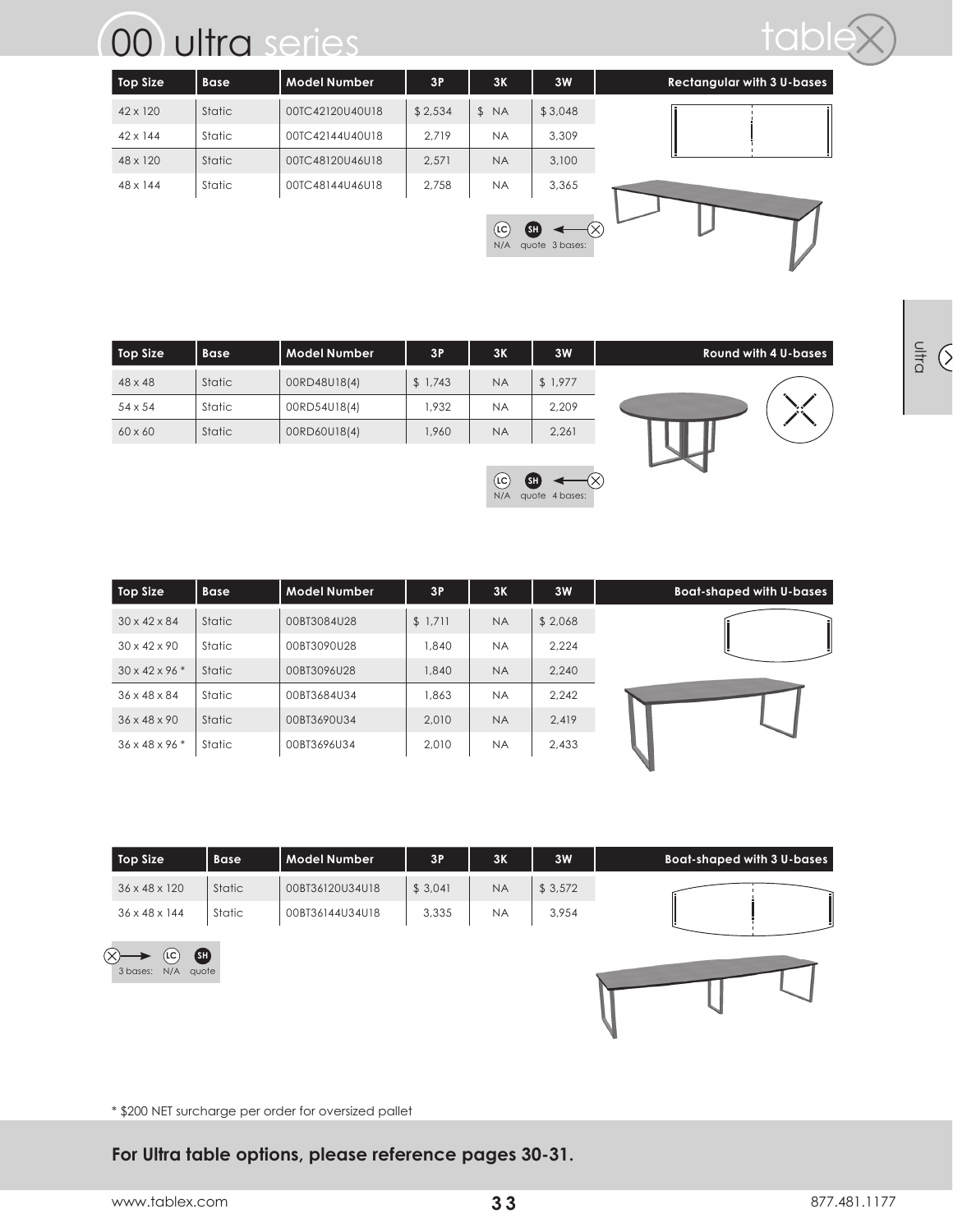# 00 ultra series

| Top Size | Base | Model Number | 3P | 3K | 3W | Rectangular with 3 U-bases |
|---|---|---|---|---|---|---|
| 42 x 120 | Static | 00TC42120U40U18 | $ 2,534 | $ NA | $ 3,048 | |
| 42 x 144 | Static | 00TC42144U40U18 | 2,719 | NA | 3,309 | |
| 48 x 120 | Static | 00TC48120U46U18 | 2,571 | NA | 3,100 | |
| 48 x 144 | Static | 00TC48144U46U18 | 2,758 | NA | 3,365 | |

LC N/A SH quote 3 bases:

| Top Size | Base | Model Number | 3P | 3K | 3W | Round with 4 U-bases |
|---|---|---|---|---|---|---|
| 48 x 48 | Static | 00RD48U18(4) | $ 1,743 | NA | $ 1,977 | |
| 54 x 54 | Static | 00RD54U18(4) | 1,932 | NA | 2,209 | |
| 60 x 60 | Static | 00RD60U18(4) | 1,960 | NA | 2,261 | |

LC N/A SH quote 4 bases:

| Top Size | Base | Model Number | 3P | 3K | 3W | Boat-shaped with U-bases |
|---|---|---|---|---|---|---|
| 30 x 42 x 84 | Static | 00BT3084U28 | $ 1,711 | NA | $ 2,068 | |
| 30 x 42 x 90 | Static | 00BT3090U28 | 1,840 | NA | 2,224 | |
| 30 x 42 x 96 * | Static | 00BT3096U28 | 1,840 | NA | 2,240 | |
| 36 x 48 x 84 | Static | 00BT3684U34 | 1,863 | NA | 2,242 | |
| 36 x 48 x 90 | Static | 00BT3690U34 | 2,010 | NA | 2,419 | |
| 36 x 48 x 96 * | Static | 00BT3696U34 | 2,010 | NA | 2,433 | |

| Top Size | Base | Model Number | 3P | 3K | 3W | Boat-shaped with 3 U-bases |
|---|---|---|---|---|---|---|
| 36 x 48 x 120 | Static | 00BT36120U34U18 | $ 3,041 | NA | $ 3,572 | |
| 36 x 48 x 144 | Static | 00BT36144U34U18 | 3,335 | NA | 3,954 | |

3 bases: LC N/A SH quote

* $200 NET surcharge per order for oversized pallet

**For Ultra table options, please reference pages 30-31.**

www.tablex.com 877.481.1177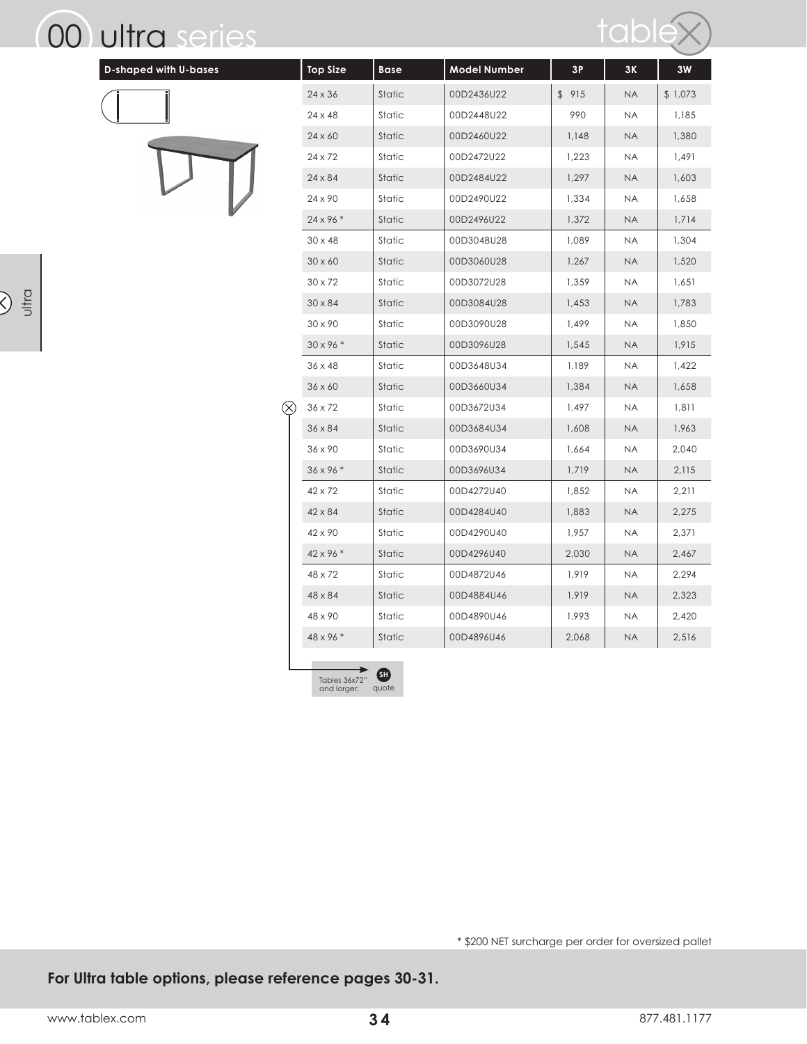# 00 ultra series

| D-shaped with U-bases | Top Size | Base | Model Number | 3P | 3K | 3W |
|---|---|---|---|---|---|---|
| | 24 x 36 | Static | 00D2436U22 | $ 915 | NA | $ 1,073 |
| | 24 x 48 | Static | 00D2448U22 | 990 | NA | 1,185 |
| | 24 x 60 | Static | 00D2460U22 | 1,148 | NA | 1,380 |
| | 24 x 72 | Static | 00D2472U22 | 1,223 | NA | 1,491 |
| | 24 x 84 | Static | 00D2484U22 | 1,297 | NA | 1,603 |
| | 24 x 90 | Static | 00D2490U22 | 1,334 | NA | 1,658 |
| | 24 x 96 * | Static | 00D2496U22 | 1,372 | NA | 1,714 |
| | 30 x 48 | Static | 00D3048U28 | 1,089 | NA | 1,304 |
| | 30 x 60 | Static | 00D3060U28 | 1,267 | NA | 1,520 |
| | 30 x 72 | Static | 00D3072U28 | 1,359 | NA | 1,651 |
| | 30 x 84 | Static | 00D3084U28 | 1,453 | NA | 1,783 |
| | 30 x 90 | Static | 00D3090U28 | 1,499 | NA | 1,850 |
| | 30 x 96 * | Static | 00D3096U28 | 1,545 | NA | 1,915 |
| | 36 x 48 | Static | 00D3648U34 | 1,189 | NA | 1,422 |
| | 36 x 60 | Static | 00D3660U34 | 1,384 | NA | 1,658 |
| | 36 x 72 | Static | 00D3672U34 | 1,497 | NA | 1,811 |
| | 36 x 84 | Static | 00D3684U34 | 1,608 | NA | 1,963 |
| | 36 x 90 | Static | 00D3690U34 | 1,664 | NA | 2,040 |
| | 36 x 96 * | Static | 00D3696U34 | 1,719 | NA | 2,115 |
| | 42 x 72 | Static | 00D4272U40 | 1,852 | NA | 2,211 |
| | 42 x 84 | Static | 00D4284U40 | 1,883 | NA | 2,275 |
| | 42 x 90 | Static | 00D4290U40 | 1,957 | NA | 2,371 |
| | 42 x 96 * | Static | 00D4296U40 | 2,030 | NA | 2,467 |
| | 48 x 72 | Static | 00D4872U46 | 1,919 | NA | 2,294 |
| | 48 x 84 | Static | 00D4884U46 | 1,919 | NA | 2,323 |
| | 48 x 90 | Static | 00D4890U46 | 1,993 | NA | 2,420 |
| | 48 x 96 * | Static | 00D4896U46 | 2,068 | NA | 2,516 |

Tables 36x72" and larger: SH quote

* $200 NET surcharge per order for oversized pallet

**For Ultra table options, please reference pages 30-31.**

www.tablex.com

877.481.1177